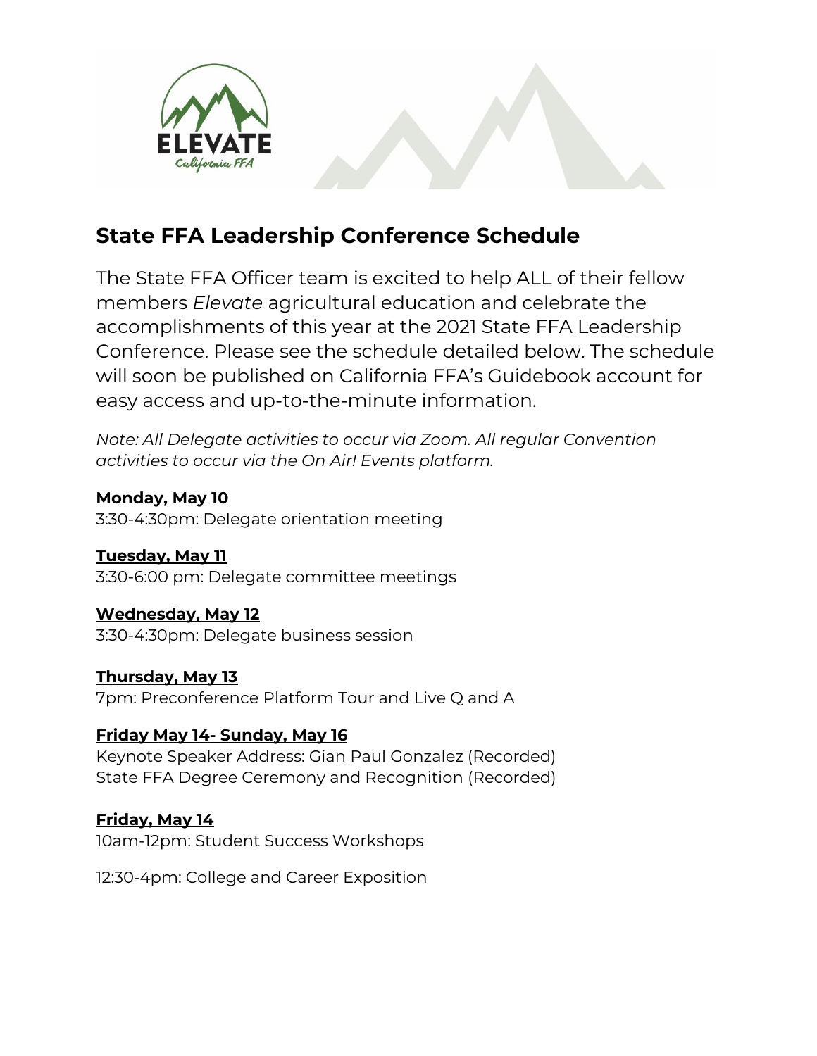ELEVATE

California FFA

## State FFA Leadership Conference Schedule

The State FFA Officer team is excited to help ALL of their fellow members *Elevate* agricultural education and celebrate the accomplishments of this year at the 2021 State FFA Leadership Conference. Please see the schedule detailed below. The schedule will soon be published on California FFA's Guidebook account for easy access and up-to-the-minute information.

*Note: All Delegate activities to occur via Zoom. All regular Convention activities to occur via the On Air! Events platform.*

**Monday, May 10**
3:30-4:30pm: Delegate orientation meeting

**Tuesday, May 11**
3:30-6:00 pm: Delegate committee meetings

**Wednesday, May 12**
3:30-4:30pm: Delegate business session

**Thursday, May 13**
7pm: Preconference Platform Tour and Live Q and A

**Friday May 14- Sunday, May 16**
Keynote Speaker Address: Gian Paul Gonzalez (Recorded)
State FFA Degree Ceremony and Recognition (Recorded)

**Friday, May 14**
10am-12pm: Student Success Workshops

12:30-4pm: College and Career Exposition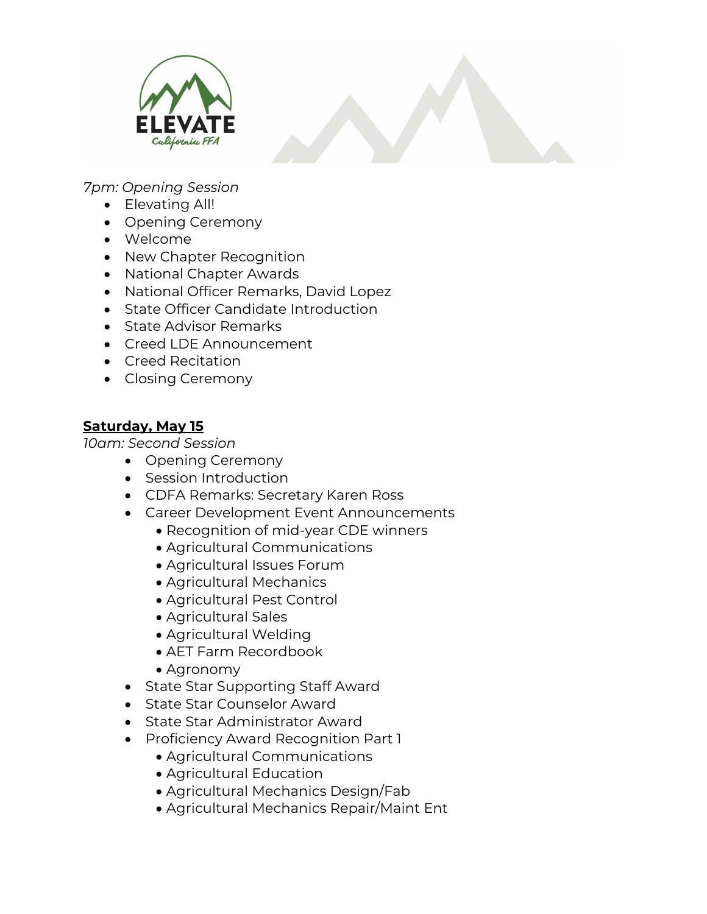*7pm: Opening Session*

- Elevating All!
- Opening Ceremony
- Welcome
- New Chapter Recognition
- National Chapter Awards
- National Officer Remarks, David Lopez
- State Officer Candidate Introduction
- State Advisor Remarks
- Creed LDE Announcement
- Creed Recitation
- Closing Ceremony

## **Saturday, May 15**

*10am: Second Session*

- Opening Ceremony
- Session Introduction
- CDFA Remarks: Secretary Karen Ross
- Career Development Event Announcements
  - Recognition of mid-year CDE winners
  - Agricultural Communications
  - Agricultural Issues Forum
  - Agricultural Mechanics
  - Agricultural Pest Control
  - Agricultural Sales
  - Agricultural Welding
  - AET Farm Recordbook
  - Agronomy
- State Star Supporting Staff Award
- State Star Counselor Award
- State Star Administrator Award
- Proficiency Award Recognition Part 1
  - Agricultural Communications
  - Agricultural Education
  - Agricultural Mechanics Design/Fab
  - Agricultural Mechanics Repair/Maint Ent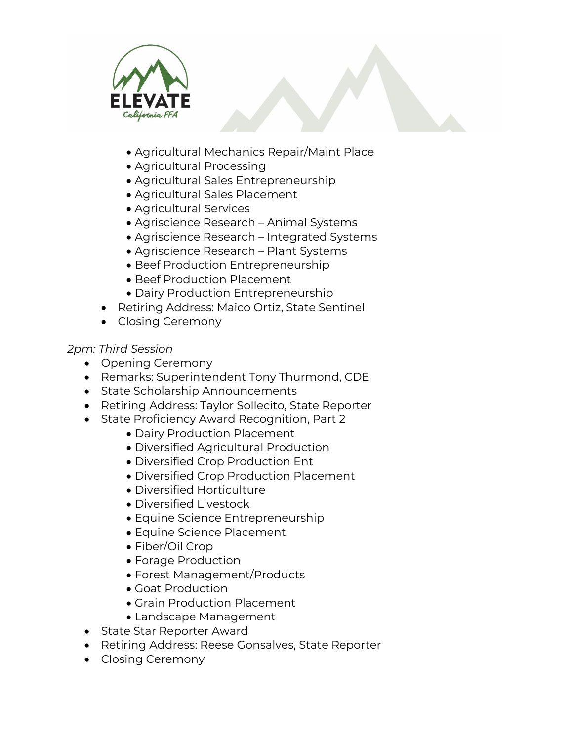- Agricultural Mechanics Repair/Maint Place
    - Agricultural Processing
    - Agricultural Sales Entrepreneurship
    - Agricultural Sales Placement
    - Agricultural Services
    - Agriscience Research – Animal Systems
    - Agriscience Research – Integrated Systems
    - Agriscience Research – Plant Systems
    - Beef Production Entrepreneurship
    - Beef Production Placement
    - Dairy Production Entrepreneurship
  - Retiring Address: Maico Ortiz, State Sentinel
  - Closing Ceremony

*2pm: Third Session*

- Opening Ceremony
- Remarks: Superintendent Tony Thurmond, CDE
- State Scholarship Announcements
- Retiring Address: Taylor Sollecito, State Reporter
- State Proficiency Award Recognition, Part 2
    - Dairy Production Placement
    - Diversified Agricultural Production
    - Diversified Crop Production Ent
    - Diversified Crop Production Placement
    - Diversified Horticulture
    - Diversified Livestock
    - Equine Science Entrepreneurship
    - Equine Science Placement
    - Fiber/Oil Crop
    - Forage Production
    - Forest Management/Products
    - Goat Production
    - Grain Production Placement
    - Landscape Management
- State Star Reporter Award
- Retiring Address: Reese Gonsalves, State Reporter
- Closing Ceremony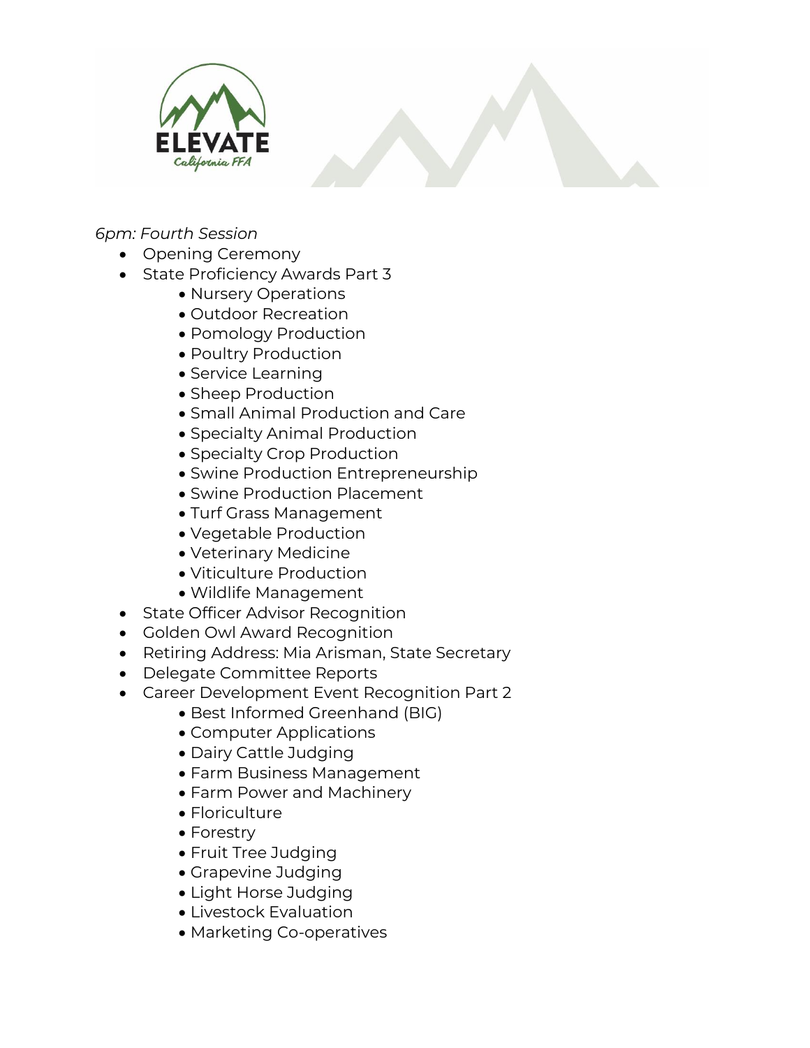*6pm: Fourth Session*

- Opening Ceremony
- State Proficiency Awards Part 3
    - Nursery Operations
    - Outdoor Recreation
    - Pomology Production
    - Poultry Production
    - Service Learning
    - Sheep Production
    - Small Animal Production and Care
    - Specialty Animal Production
    - Specialty Crop Production
    - Swine Production Entrepreneurship
    - Swine Production Placement
    - Turf Grass Management
    - Vegetable Production
    - Veterinary Medicine
    - Viticulture Production
    - Wildlife Management
- State Officer Advisor Recognition
- Golden Owl Award Recognition
- Retiring Address: Mia Arisman, State Secretary
- Delegate Committee Reports
- Career Development Event Recognition Part 2
    - Best Informed Greenhand (BIG)
    - Computer Applications
    - Dairy Cattle Judging
    - Farm Business Management
    - Farm Power and Machinery
    - Floriculture
    - Forestry
    - Fruit Tree Judging
    - Grapevine Judging
    - Light Horse Judging
    - Livestock Evaluation
    - Marketing Co-operatives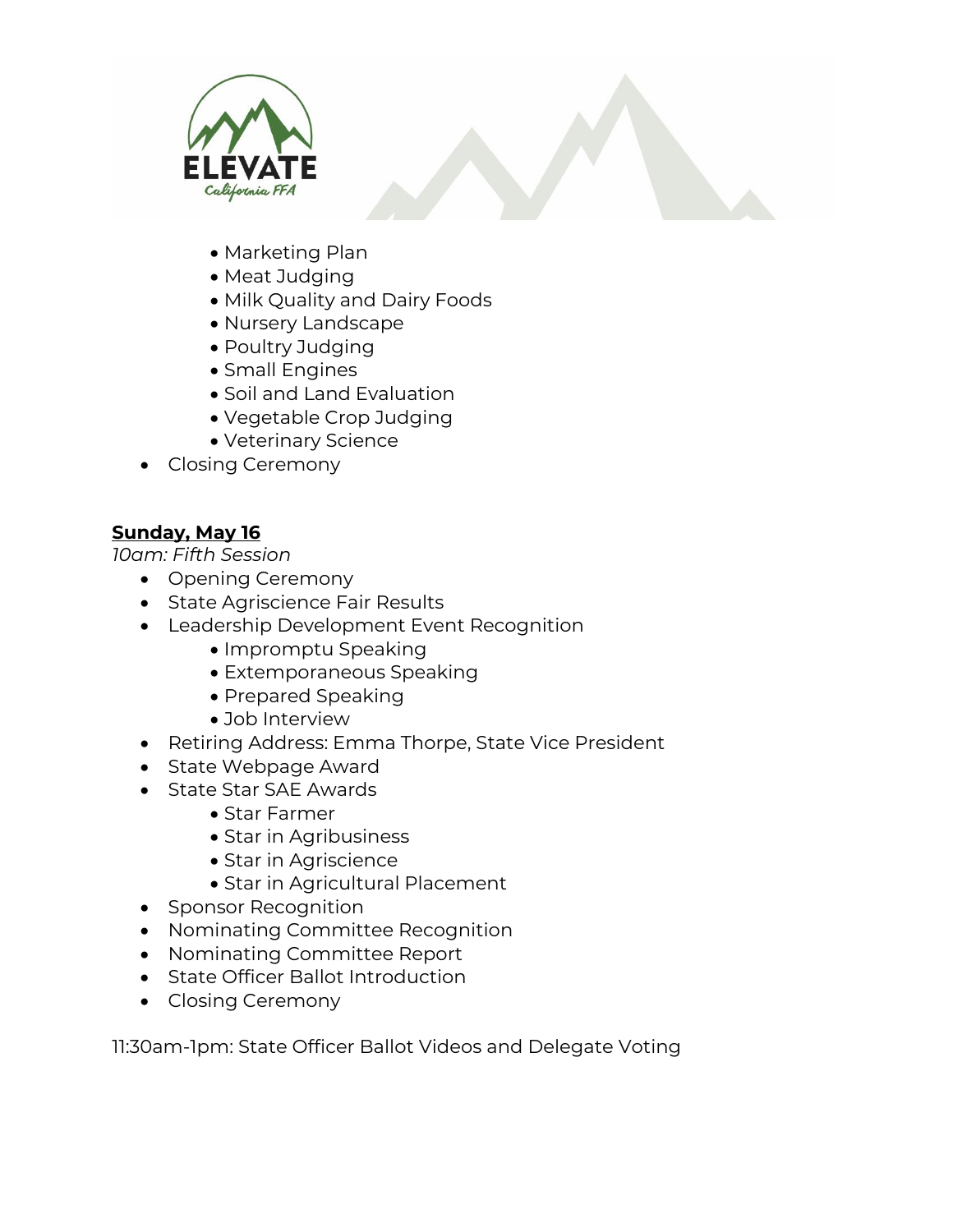- Marketing Plan
    - Meat Judging
    - Milk Quality and Dairy Foods
    - Nursery Landscape
    - Poultry Judging
    - Small Engines
    - Soil and Land Evaluation
    - Vegetable Crop Judging
    - Veterinary Science
- Closing Ceremony

**Sunday, May 16**

*10am: Fifth Session*

- Opening Ceremony
- State Agriscience Fair Results
- Leadership Development Event Recognition
    - Impromptu Speaking
    - Extemporaneous Speaking
    - Prepared Speaking
    - Job Interview
- Retiring Address: Emma Thorpe, State Vice President
- State Webpage Award
- State Star SAE Awards
    - Star Farmer
    - Star in Agribusiness
    - Star in Agriscience
    - Star in Agricultural Placement
- Sponsor Recognition
- Nominating Committee Recognition
- Nominating Committee Report
- State Officer Ballot Introduction
- Closing Ceremony

11:30am-1pm: State Officer Ballot Videos and Delegate Voting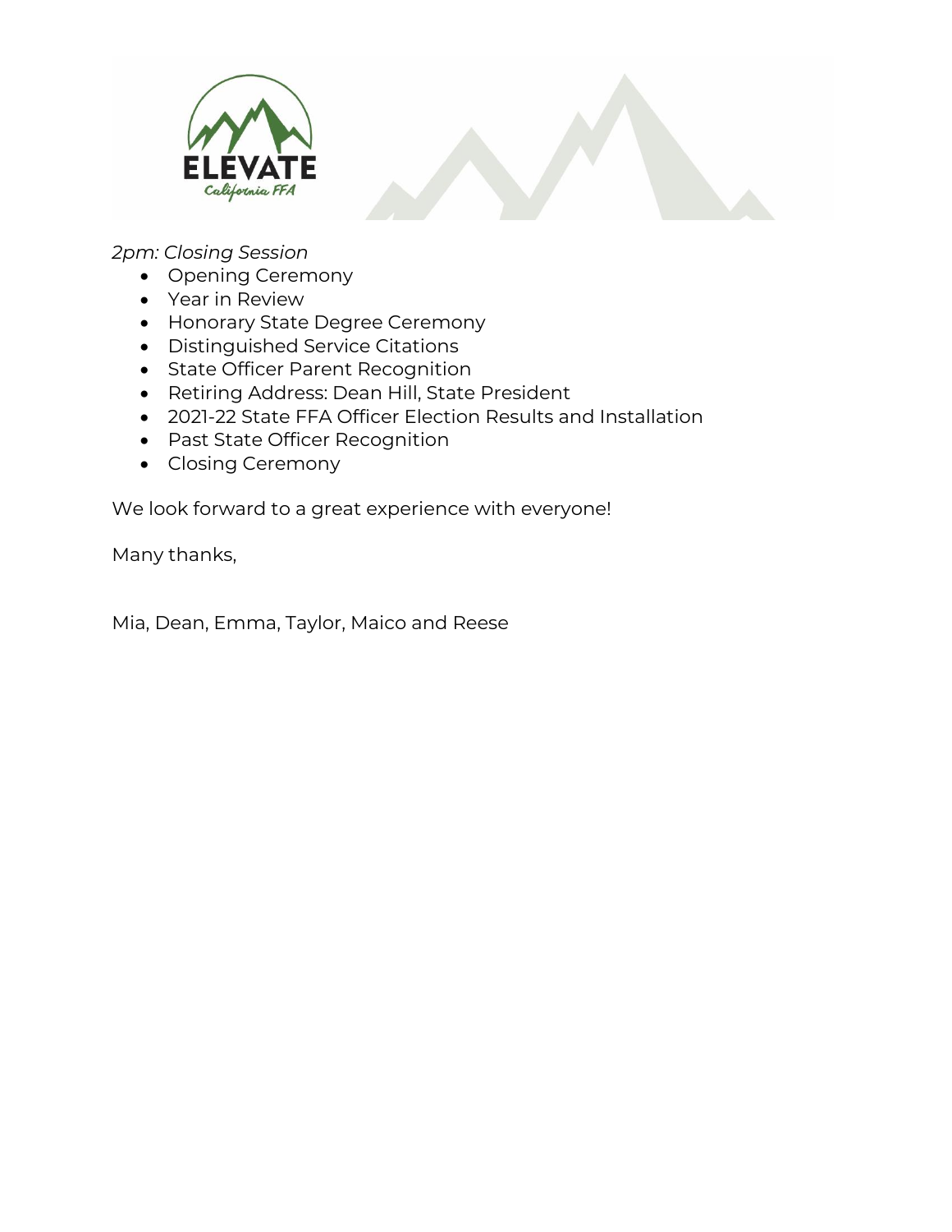*2pm: Closing Session*

- Opening Ceremony
- Year in Review
- Honorary State Degree Ceremony
- Distinguished Service Citations
- State Officer Parent Recognition
- Retiring Address: Dean Hill, State President
- 2021-22 State FFA Officer Election Results and Installation
- Past State Officer Recognition
- Closing Ceremony

We look forward to a great experience with everyone!

Many thanks,

Mia, Dean, Emma, Taylor, Maico and Reese